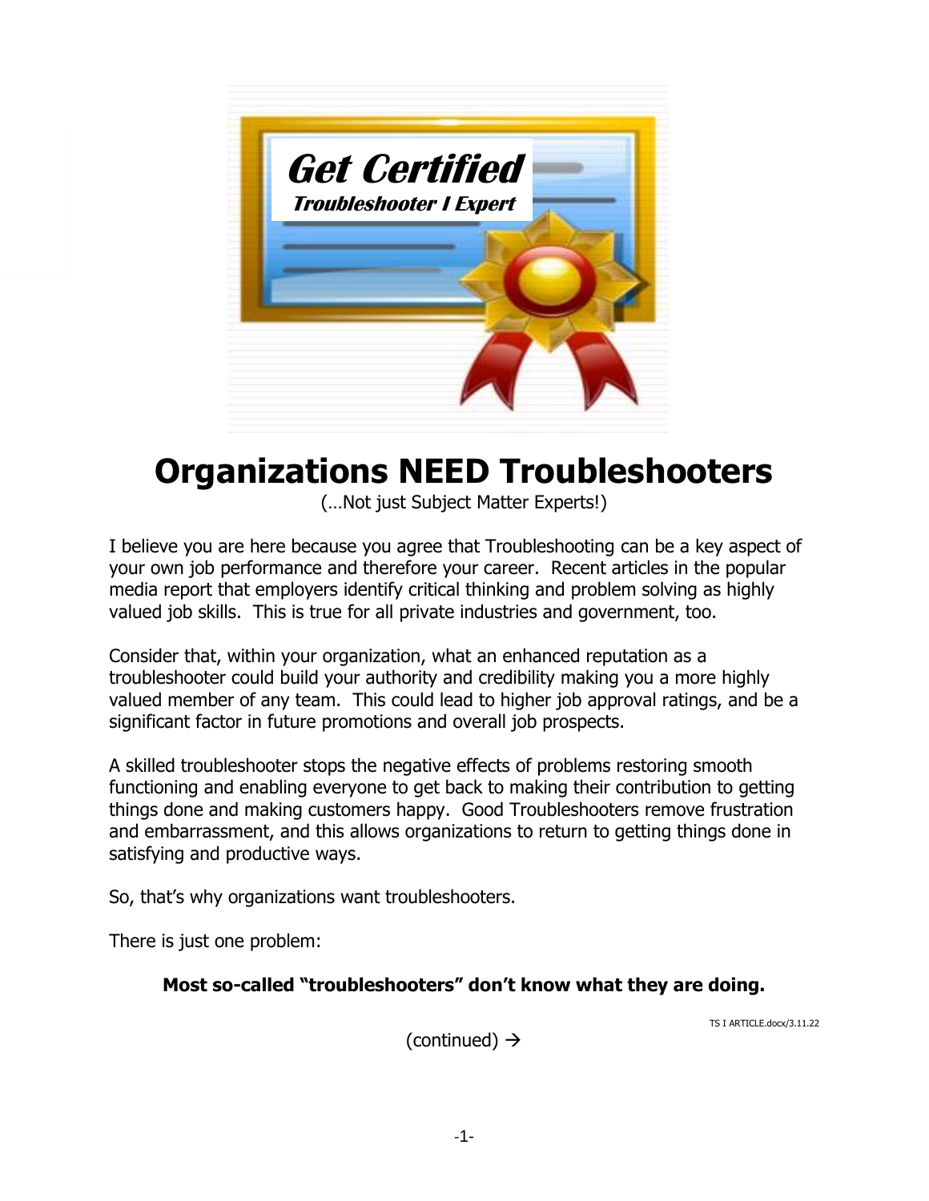# Organizations NEED Troubleshooters

(…Not just Subject Matter Experts!)

I believe you are here because you agree that Troubleshooting can be a key aspect of your own job performance and therefore your career. Recent articles in the popular media report that employers identify critical thinking and problem solving as highly valued job skills. This is true for all private industries and government, too.

Consider that, within your organization, what an enhanced reputation as a troubleshooter could build your authority and credibility making you a more highly valued member of any team. This could lead to higher job approval ratings, and be a significant factor in future promotions and overall job prospects.

A skilled troubleshooter stops the negative effects of problems restoring smooth functioning and enabling everyone to get back to making their contribution to getting things done and making customers happy. Good Troubleshooters remove frustration and embarrassment, and this allows organizations to return to getting things done in satisfying and productive ways.

So, that's why organizations want troubleshooters.

There is just one problem:

**Most so-called "troubleshooters" don't know what they are doing.**

(continued) →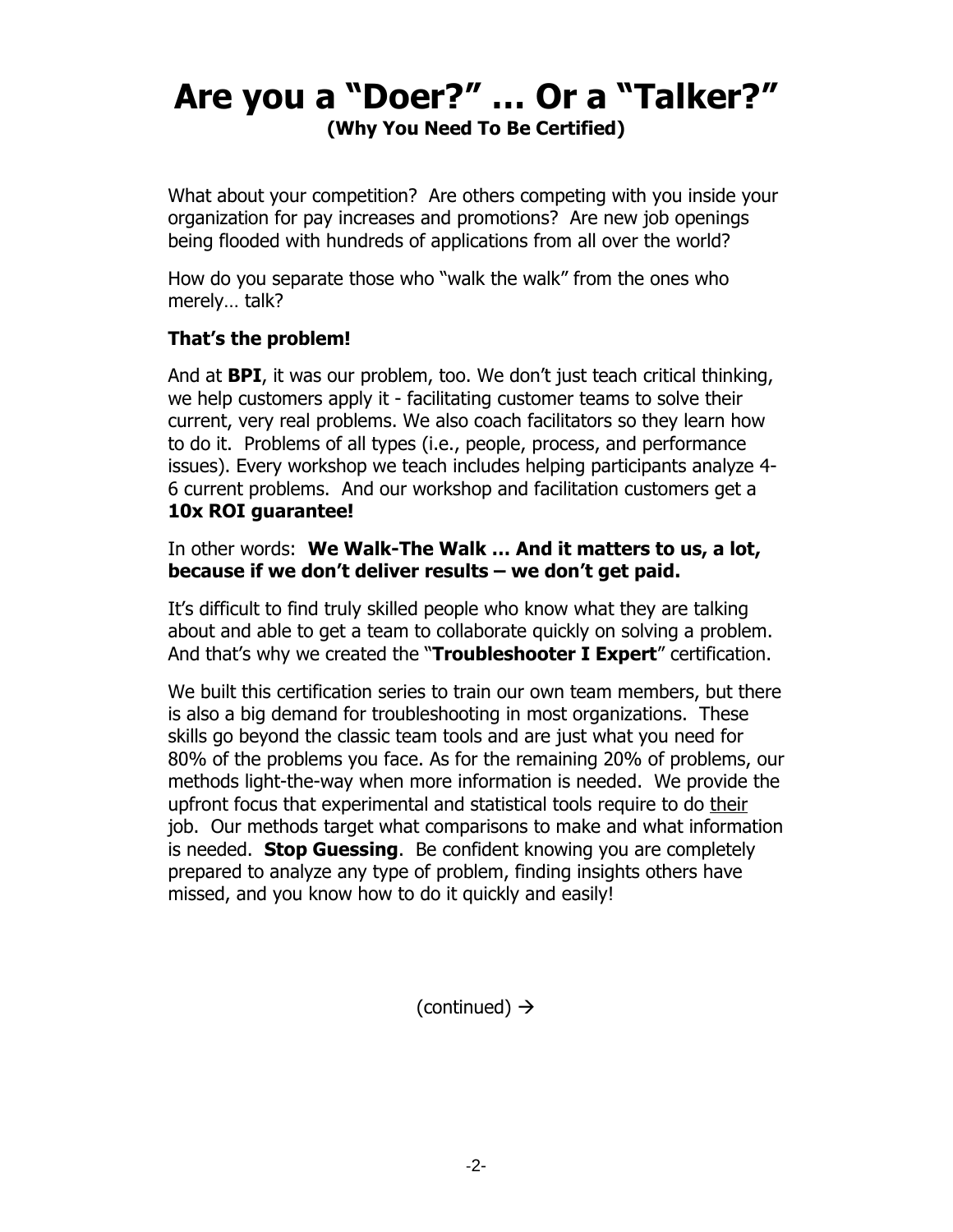# Are you a "Doer?" … Or a "Talker?"

**(Why You Need To Be Certified)**

What about your competition? Are others competing with you inside your organization for pay increases and promotions? Are new job openings being flooded with hundreds of applications from all over the world?

How do you separate those who "walk the walk" from the ones who merely… talk?

**That's the problem!**

And at **BPI**, it was our problem, too. We don't just teach critical thinking, we help customers apply it - facilitating customer teams to solve their current, very real problems. We also coach facilitators so they learn how to do it. Problems of all types (i.e., people, process, and performance issues). Every workshop we teach includes helping participants analyze 4-6 current problems. And our workshop and facilitation customers get a **10x ROI guarantee!**

In other words: **We Walk-The Walk … And it matters to us, a lot, because if we don't deliver results – we don't get paid.**

It's difficult to find truly skilled people who know what they are talking about and able to get a team to collaborate quickly on solving a problem. And that's why we created the "**Troubleshooter I Expert**" certification.

We built this certification series to train our own team members, but there is also a big demand for troubleshooting in most organizations. These skills go beyond the classic team tools and are just what you need for 80% of the problems you face. As for the remaining 20% of problems, our methods light-the-way when more information is needed. We provide the upfront focus that experimental and statistical tools require to do <u>their</u> job. Our methods target what comparisons to make and what information is needed. **Stop Guessing**. Be confident knowing you are completely prepared to analyze any type of problem, finding insights others have missed, and you know how to do it quickly and easily!

(continued) →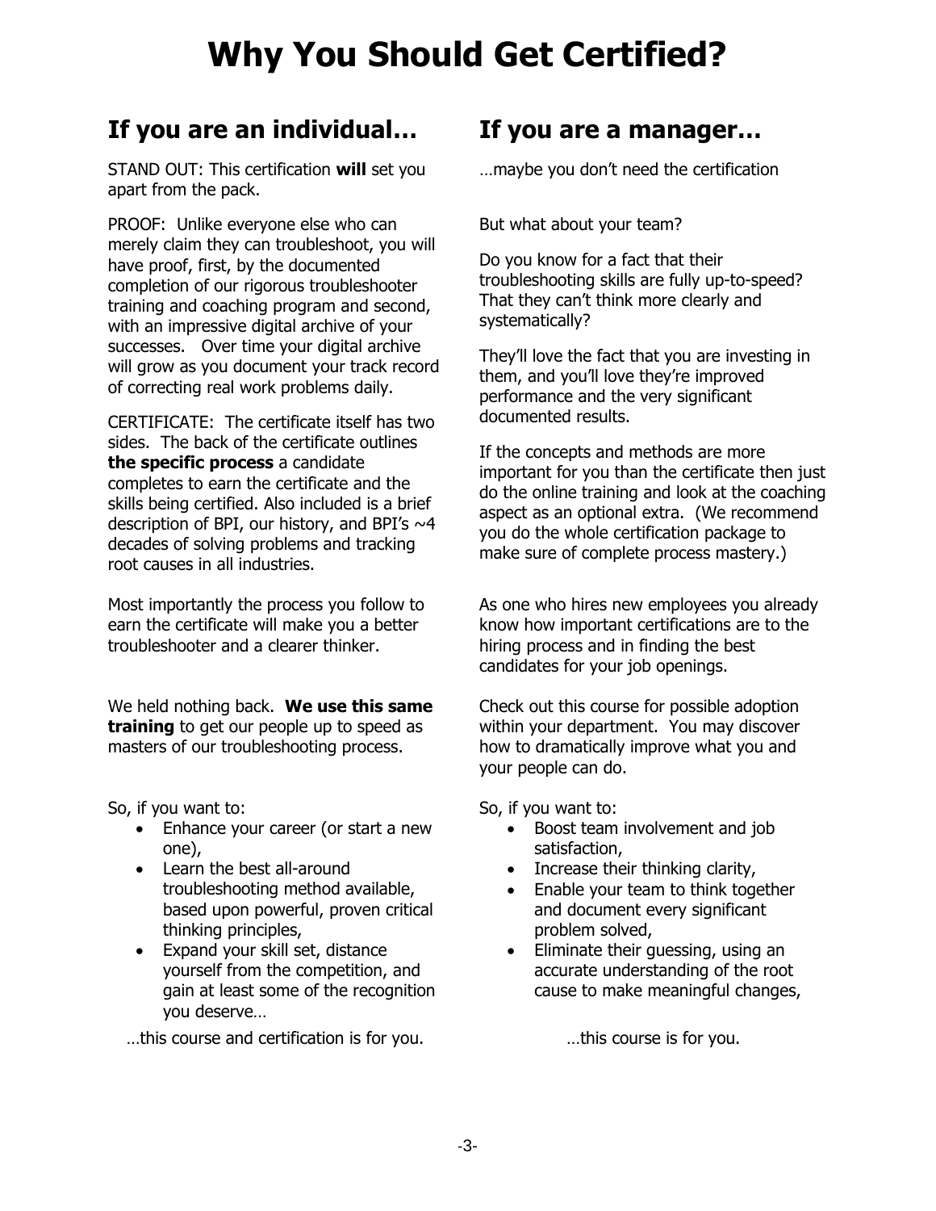# Why You Should Get Certified?

## If you are an individual…

STAND OUT: This certification **will** set you apart from the pack.

PROOF: Unlike everyone else who can merely claim they can troubleshoot, you will have proof, first, by the documented completion of our rigorous troubleshooter training and coaching program and second, with an impressive digital archive of your successes. Over time your digital archive will grow as you document your track record of correcting real work problems daily.

CERTIFICATE: The certificate itself has two sides. The back of the certificate outlines **the specific process** a candidate completes to earn the certificate and the skills being certified. Also included is a brief description of BPI, our history, and BPI's ~4 decades of solving problems and tracking root causes in all industries.

Most importantly the process you follow to earn the certificate will make you a better troubleshooter and a clearer thinker.

We held nothing back. **We use this same training** to get our people up to speed as masters of our troubleshooting process.

So, if you want to:

- Enhance your career (or start a new one),
- Learn the best all-around troubleshooting method available, based upon powerful, proven critical thinking principles,
- Expand your skill set, distance yourself from the competition, and gain at least some of the recognition you deserve…

…this course and certification is for you.

## If you are a manager…

…maybe you don't need the certification

But what about your team?

Do you know for a fact that their troubleshooting skills are fully up-to-speed? That they can't think more clearly and systematically?

They'll love the fact that you are investing in them, and you'll love they're improved performance and the very significant documented results.

If the concepts and methods are more important for you than the certificate then just do the online training and look at the coaching aspect as an optional extra. (We recommend you do the whole certification package to make sure of complete process mastery.)

As one who hires new employees you already know how important certifications are to the hiring process and in finding the best candidates for your job openings.

Check out this course for possible adoption within your department. You may discover how to dramatically improve what you and your people can do.

So, if you want to:

- Boost team involvement and job satisfaction,
- Increase their thinking clarity,
- Enable your team to think together and document every significant problem solved,
- Eliminate their guessing, using an accurate understanding of the root cause to make meaningful changes,

…this course is for you.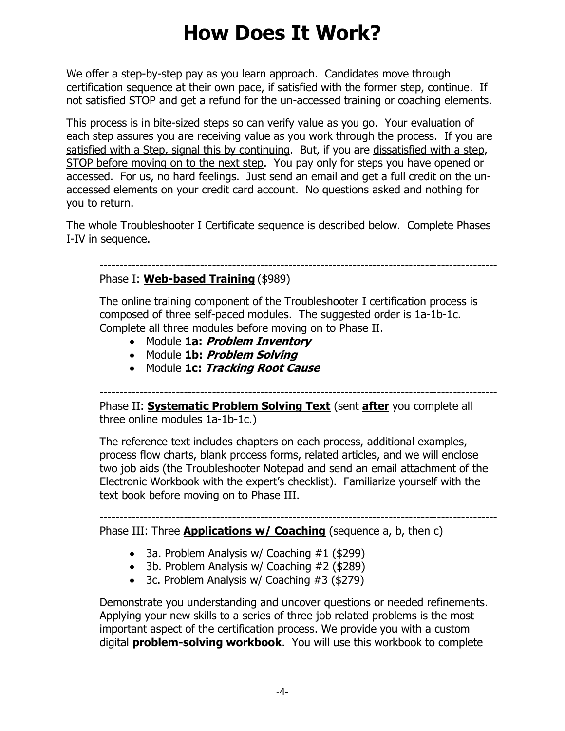# How Does It Work?

We offer a step-by-step pay as you learn approach. Candidates move through certification sequence at their own pace, if satisfied with the former step, continue. If not satisfied STOP and get a refund for the un-accessed training or coaching elements.

This process is in bite-sized steps so can verify value as you go. Your evaluation of each step assures you are receiving value as you work through the process. If you are satisfied with a Step, signal this by continuing. But, if you are dissatisfied with a step, STOP before moving on to the next step. You pay only for steps you have opened or accessed. For us, no hard feelings. Just send an email and get a full credit on the un-accessed elements on your credit card account. No questions asked and nothing for you to return.

The whole Troubleshooter I Certificate sequence is described below. Complete Phases I-IV in sequence.

---

Phase I: **Web-based Training** ($989)

The online training component of the Troubleshooter I certification process is composed of three self-paced modules. The suggested order is 1a-1b-1c. Complete all three modules before moving on to Phase II.

- Module **1a: *Problem Inventory***
- Module **1b: *Problem Solving***
- Module **1c: *Tracking Root Cause***

---

Phase II: **Systematic Problem Solving Text** (sent **after** you complete all three online modules 1a-1b-1c.)

The reference text includes chapters on each process, additional examples, process flow charts, blank process forms, related articles, and we will enclose two job aids (the Troubleshooter Notepad and send an email attachment of the Electronic Workbook with the expert's checklist). Familiarize yourself with the text book before moving on to Phase III.

---

Phase III: Three **Applications w/ Coaching** (sequence a, b, then c)

- 3a. Problem Analysis w/ Coaching #1 ($299)
- 3b. Problem Analysis w/ Coaching #2 ($289)
- 3c. Problem Analysis w/ Coaching #3 ($279)

Demonstrate you understanding and uncover questions or needed refinements. Applying your new skills to a series of three job related problems is the most important aspect of the certification process. We provide you with a custom digital **problem-solving workbook**. You will use this workbook to complete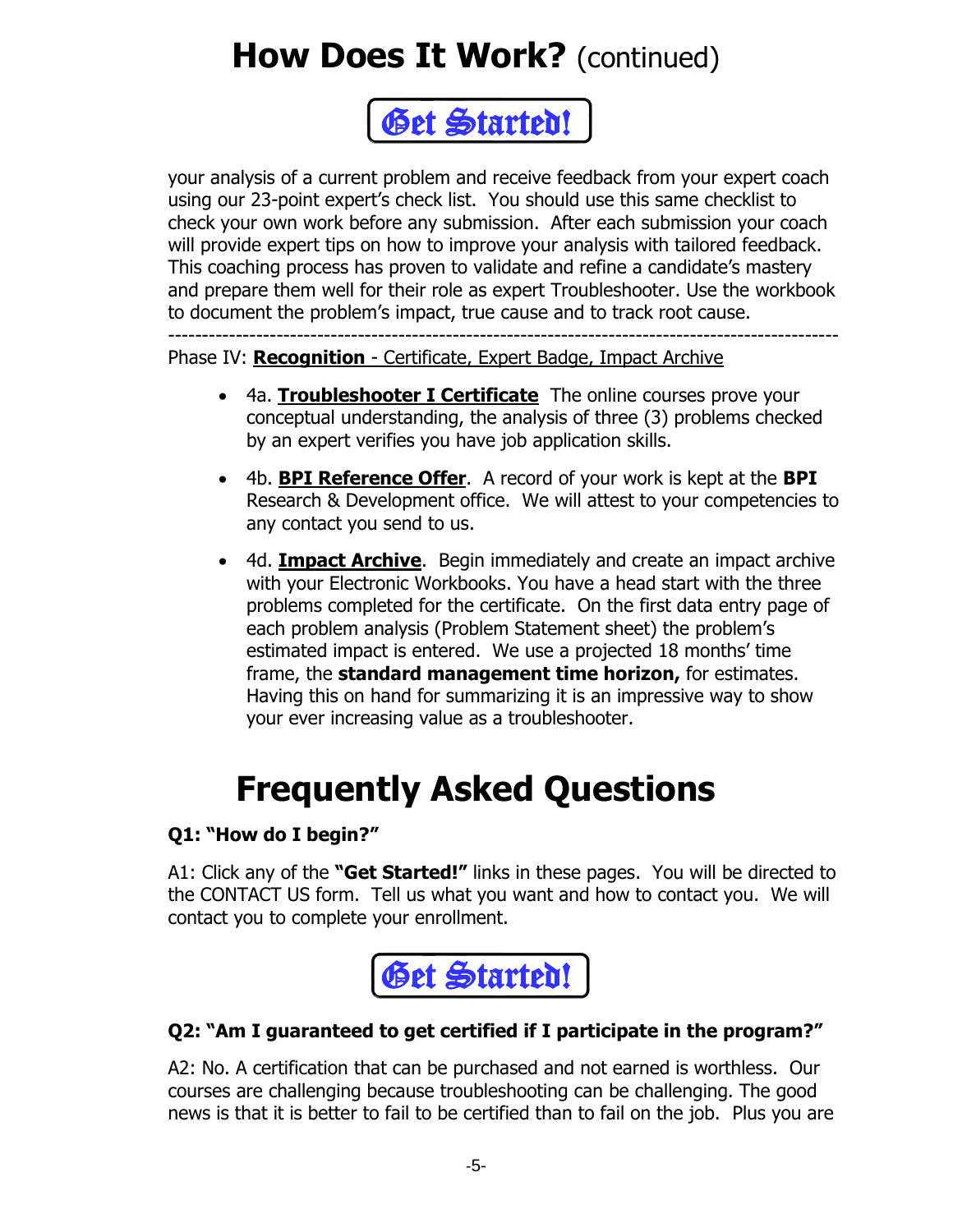# How Does It Work? (continued)

**Get Started!**

your analysis of a current problem and receive feedback from your expert coach using our 23-point expert's check list. You should use this same checklist to check your own work before any submission. After each submission your coach will provide expert tips on how to improve your analysis with tailored feedback. This coaching process has proven to validate and refine a candidate's mastery and prepare them well for their role as expert Troubleshooter. Use the workbook to document the problem's impact, true cause and to track root cause.

---

Phase IV: **Recognition** - Certificate, Expert Badge, Impact Archive

- 4a. **Troubleshooter I Certificate** The online courses prove your conceptual understanding, the analysis of three (3) problems checked by an expert verifies you have job application skills.
- 4b. **BPI Reference Offer**. A record of your work is kept at the **BPI** Research & Development office. We will attest to your competencies to any contact you send to us.
- 4d. **Impact Archive**. Begin immediately and create an impact archive with your Electronic Workbooks. You have a head start with the three problems completed for the certificate. On the first data entry page of each problem analysis (Problem Statement sheet) the problem's estimated impact is entered. We use a projected 18 months' time frame, the **standard management time horizon,** for estimates. Having this on hand for summarizing it is an impressive way to show your ever increasing value as a troubleshooter.

# Frequently Asked Questions

**Q1: "How do I begin?"**

A1: Click any of the **"Get Started!"** links in these pages. You will be directed to the CONTACT US form. Tell us what you want and how to contact you. We will contact you to complete your enrollment.

**Get Started!**

**Q2: "Am I guaranteed to get certified if I participate in the program?"**

A2: No. A certification that can be purchased and not earned is worthless. Our courses are challenging because troubleshooting can be challenging. The good news is that it is better to fail to be certified than to fail on the job. Plus you are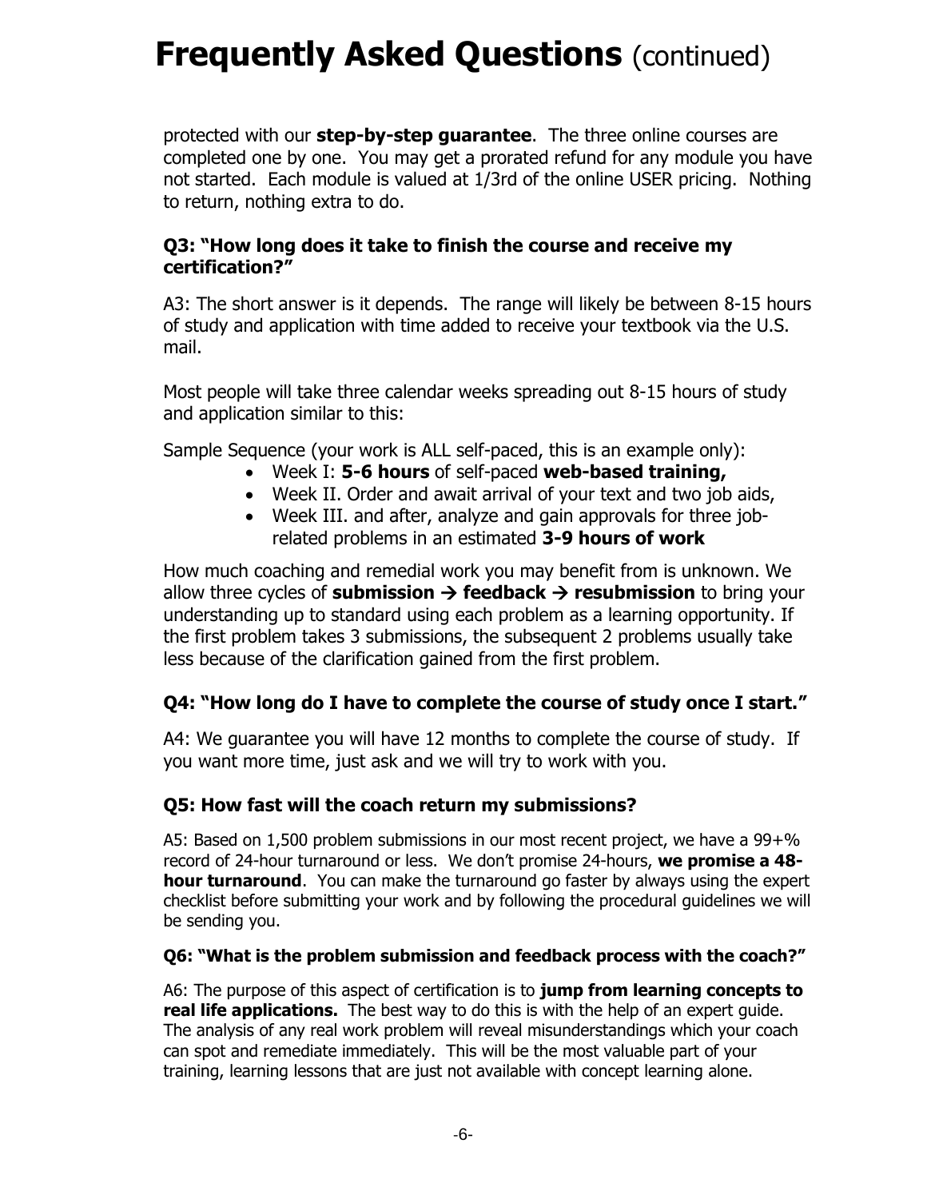# **Frequently Asked Questions** (continued)

protected with our **step-by-step guarantee**. The three online courses are completed one by one. You may get a prorated refund for any module you have not started. Each module is valued at 1/3rd of the online USER pricing. Nothing to return, nothing extra to do.

### Q3: "How long does it take to finish the course and receive my certification?"

A3: The short answer is it depends. The range will likely be between 8-15 hours of study and application with time added to receive your textbook via the U.S. mail.

Most people will take three calendar weeks spreading out 8-15 hours of study and application similar to this:

Sample Sequence (your work is ALL self-paced, this is an example only):

- Week I: **5-6 hours** of self-paced **web-based training,**
- Week II. Order and await arrival of your text and two job aids,
- Week III. and after, analyze and gain approvals for three job-related problems in an estimated **3-9 hours of work**

How much coaching and remedial work you may benefit from is unknown. We allow three cycles of **submission → feedback → resubmission** to bring your understanding up to standard using each problem as a learning opportunity. If the first problem takes 3 submissions, the subsequent 2 problems usually take less because of the clarification gained from the first problem.

### Q4: "How long do I have to complete the course of study once I start."

A4: We guarantee you will have 12 months to complete the course of study. If you want more time, just ask and we will try to work with you.

### Q5: How fast will the coach return my submissions?

A5: Based on 1,500 problem submissions in our most recent project, we have a 99+% record of 24-hour turnaround or less. We don't promise 24-hours, **we promise a 48-hour turnaround**. You can make the turnaround go faster by always using the expert checklist before submitting your work and by following the procedural guidelines we will be sending you.

### Q6: "What is the problem submission and feedback process with the coach?"

A6: The purpose of this aspect of certification is to **jump from learning concepts to real life applications.** The best way to do this is with the help of an expert guide. The analysis of any real work problem will reveal misunderstandings which your coach can spot and remediate immediately. This will be the most valuable part of your training, learning lessons that are just not available with concept learning alone.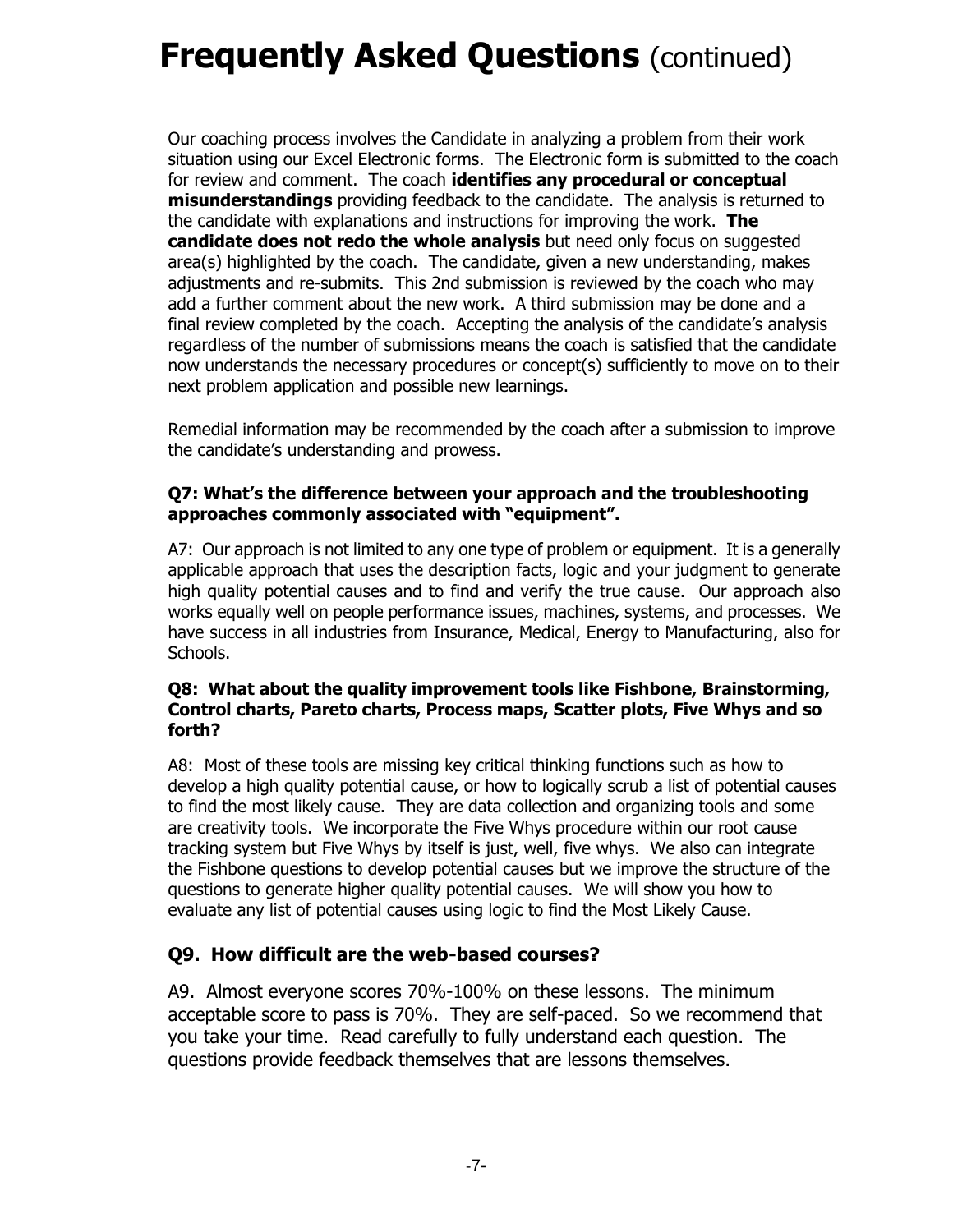# **Frequently Asked Questions** (continued)

Our coaching process involves the Candidate in analyzing a problem from their work situation using our Excel Electronic forms. The Electronic form is submitted to the coach for review and comment. The coach **identifies any procedural or conceptual misunderstandings** providing feedback to the candidate. The analysis is returned to the candidate with explanations and instructions for improving the work. **The candidate does not redo the whole analysis** but need only focus on suggested area(s) highlighted by the coach. The candidate, given a new understanding, makes adjustments and re-submits. This 2nd submission is reviewed by the coach who may add a further comment about the new work. A third submission may be done and a final review completed by the coach. Accepting the analysis of the candidate's analysis regardless of the number of submissions means the coach is satisfied that the candidate now understands the necessary procedures or concept(s) sufficiently to move on to their next problem application and possible new learnings.

Remedial information may be recommended by the coach after a submission to improve the candidate's understanding and prowess.

**Q7: What's the difference between your approach and the troubleshooting approaches commonly associated with "equipment".**

A7: Our approach is not limited to any one type of problem or equipment. It is a generally applicable approach that uses the description facts, logic and your judgment to generate high quality potential causes and to find and verify the true cause. Our approach also works equally well on people performance issues, machines, systems, and processes. We have success in all industries from Insurance, Medical, Energy to Manufacturing, also for Schools.

**Q8: What about the quality improvement tools like Fishbone, Brainstorming, Control charts, Pareto charts, Process maps, Scatter plots, Five Whys and so forth?**

A8: Most of these tools are missing key critical thinking functions such as how to develop a high quality potential cause, or how to logically scrub a list of potential causes to find the most likely cause. They are data collection and organizing tools and some are creativity tools. We incorporate the Five Whys procedure within our root cause tracking system but Five Whys by itself is just, well, five whys. We also can integrate the Fishbone questions to develop potential causes but we improve the structure of the questions to generate higher quality potential causes. We will show you how to evaluate any list of potential causes using logic to find the Most Likely Cause.

### Q9. How difficult are the web-based courses?

A9. Almost everyone scores 70%-100% on these lessons. The minimum acceptable score to pass is 70%. They are self-paced. So we recommend that you take your time. Read carefully to fully understand each question. The questions provide feedback themselves that are lessons themselves.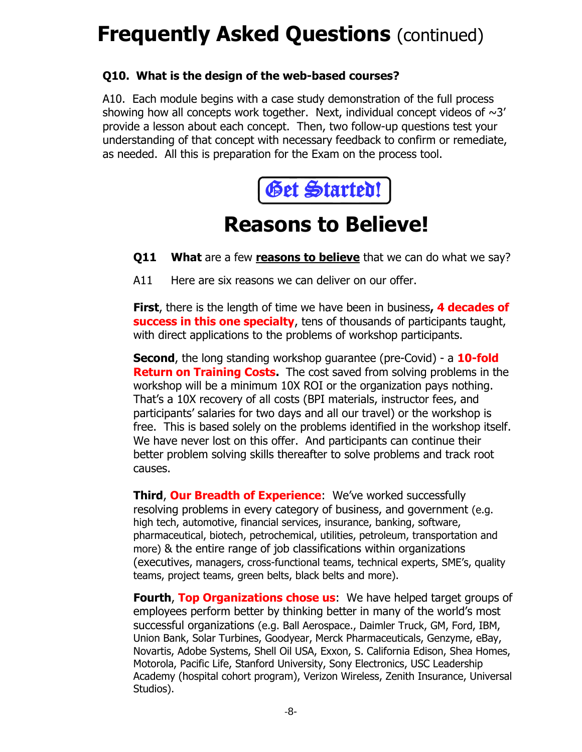# **Frequently Asked Questions** (continued)

**Q10. What is the design of the web-based courses?**

A10. Each module begins with a case study demonstration of the full process showing how all concepts work together. Next, individual concept videos of ~3' provide a lesson about each concept. Then, two follow-up questions test your understanding of that concept with necessary feedback to confirm or remediate, as needed. All this is preparation for the Exam on the process tool.

Get Started!

# **Reasons to Believe!**

**Q11 What** are a few **reasons to believe** that we can do what we say?

A11 Here are six reasons we can deliver on our offer.

**First**, there is the length of time we have been in business**, 4 decades of success in this one specialty**, tens of thousands of participants taught, with direct applications to the problems of workshop participants.

**Second**, the long standing workshop guarantee (pre-Covid) - a **10-fold Return on Training Costs.** The cost saved from solving problems in the workshop will be a minimum 10X ROI or the organization pays nothing. That's a 10X recovery of all costs (BPI materials, instructor fees, and participants' salaries for two days and all our travel) or the workshop is free. This is based solely on the problems identified in the workshop itself. We have never lost on this offer. And participants can continue their better problem solving skills thereafter to solve problems and track root causes.

**Third**, **Our Breadth of Experience**: We've worked successfully resolving problems in every category of business, and government (e.g. high tech, automotive, financial services, insurance, banking, software, pharmaceutical, biotech, petrochemical, utilities, petroleum, transportation and more) & the entire range of job classifications within organizations (executives, managers, cross-functional teams, technical experts, SME's, quality teams, project teams, green belts, black belts and more).

**Fourth**, **Top Organizations chose us**: We have helped target groups of employees perform better by thinking better in many of the world's most successful organizations (e.g. Ball Aerospace., Daimler Truck, GM, Ford, IBM, Union Bank, Solar Turbines, Goodyear, Merck Pharmaceuticals, Genzyme, eBay, Novartis, Adobe Systems, Shell Oil USA, Exxon, S. California Edison, Shea Homes, Motorola, Pacific Life, Stanford University, Sony Electronics, USC Leadership Academy (hospital cohort program), Verizon Wireless, Zenith Insurance, Universal Studios).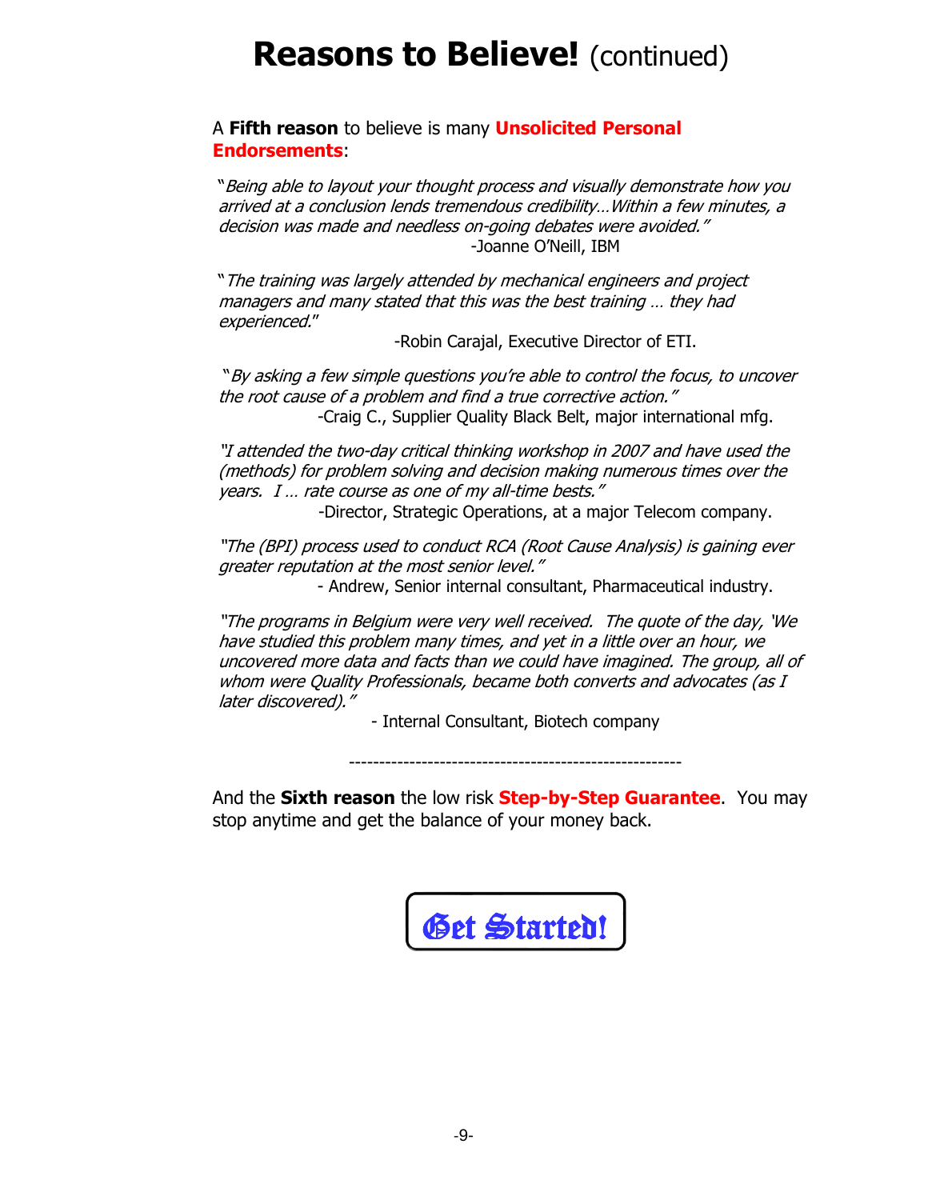# **Reasons to Believe!** (continued)

A **Fifth reason** to believe is many **Unsolicited Personal Endorsements**:

"*Being able to layout your thought process and visually demonstrate how you arrived at a conclusion lends tremendous credibility…Within a few minutes, a decision was made and needless on-going debates were avoided.*"
-Joanne O'Neill, IBM

"*The training was largely attended by mechanical engineers and project managers and many stated that this was the best training … they had experienced.*"
-Robin Carajal, Executive Director of ETI.

"*By asking a few simple questions you're able to control the focus, to uncover the root cause of a problem and find a true corrective action.*"
-Craig C., Supplier Quality Black Belt, major international mfg.

"*I attended the two-day critical thinking workshop in 2007 and have used the (methods) for problem solving and decision making numerous times over the years. I … rate course as one of my all-time bests.*"
-Director, Strategic Operations, at a major Telecom company.

"*The (BPI) process used to conduct RCA (Root Cause Analysis) is gaining ever greater reputation at the most senior level.*"
- Andrew, Senior internal consultant, Pharmaceutical industry.

"*The programs in Belgium were very well received. The quote of the day, 'We have studied this problem many times, and yet in a little over an hour, we uncovered more data and facts than we could have imagined. The group, all of whom were Quality Professionals, became both converts and advocates (as I later discovered).*"
- Internal Consultant, Biotech company

------------------------------------------------------

And the **Sixth reason** the low risk **Step-by-Step Guarantee**. You may stop anytime and get the balance of your money back.

Get Started!